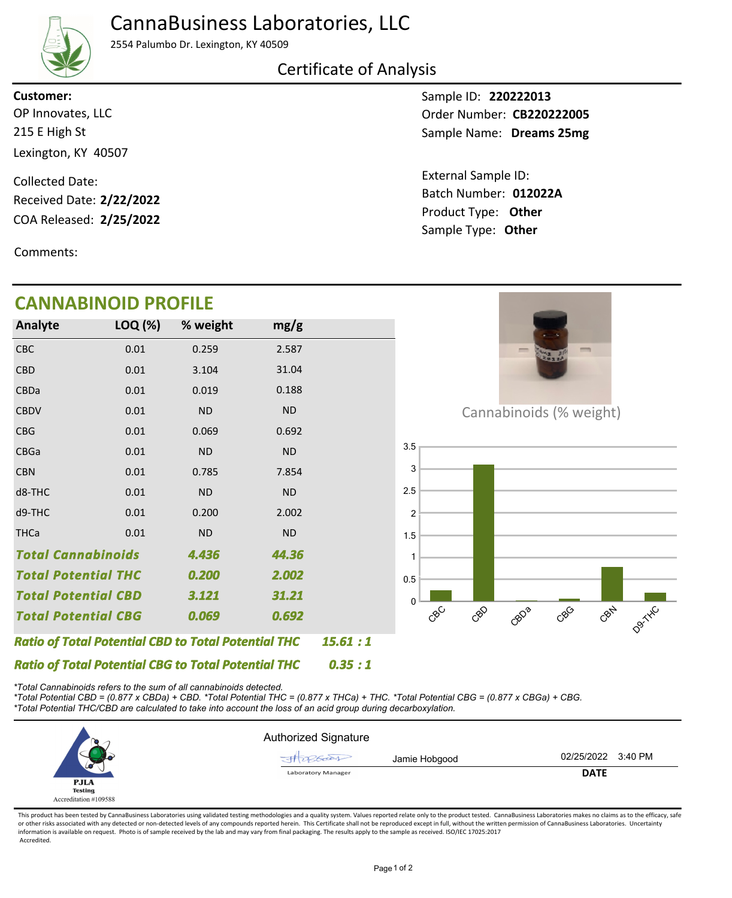# CannaBusiness Laboratories, LLC

2554 Palumbo Dr. Lexington, KY 40509

## Certificate of Analysis

**Customer:**
OP Innovates, LLC
215 E High St
Lexington, KY 40507

Collected Date:
Received Date: **2/22/2022**
COA Released: **2/25/2022**

Comments:

Sample ID: **220222013**
Order Number: **CB220222005**
Sample Name: **Dreams 25mg**

External Sample ID:
Batch Number: **012022A**
Product Type: **Other**
Sample Type: **Other**

## CANNABINOID PROFILE

| Analyte | LOQ (%) | % weight | mg/g |
|---|---|---|---|
| CBC | 0.01 | 0.259 | 2.587 |
| CBD | 0.01 | 3.104 | 31.04 |
| CBDa | 0.01 | 0.019 | 0.188 |
| CBDV | 0.01 | ND | ND |
| CBG | 0.01 | 0.069 | 0.692 |
| CBGa | 0.01 | ND | ND |
| CBN | 0.01 | 0.785 | 7.854 |
| d8-THC | 0.01 | ND | ND |
| d9-THC | 0.01 | 0.200 | 2.002 |
| THCa | 0.01 | ND | ND |
| ***Total Cannabinoids*** | | ***4.436*** | ***44.36*** |
| ***Total Potential THC*** | | ***0.200*** | ***2.002*** |
| ***Total Potential CBD*** | | ***3.121*** | ***31.21*** |
| ***Total Potential CBG*** | | ***0.069*** | ***0.692*** |

***Ratio of Total Potential CBD to Total Potential THC*** ***15.61 : 1***

***Ratio of Total Potential CBG to Total Potential THC*** ***0.35 : 1***

Cannabinoids (% weight)

*\*Total Cannabinoids refers to the sum of all cannabinoids detected.*
*\*Total Potential CBD = (0.877 x CBDa) + CBD. \*Total Potential THC = (0.877 x THCa) + THC. \*Total Potential CBG = (0.877 x CBGa) + CBG.*
*\*Total Potential THC/CBD are calculated to take into account the loss of an acid group during decarboxylation.*

PJLA Testing
Accreditation #109588

Authorized Signature

Jamie Hobgood — Laboratory Manager

02/25/2022 3:40 PM
**DATE**

This product has been tested by CannaBusiness Laboratories using validated testing methodologies and a quality system. Values reported relate only to the product tested. CannaBusiness Laboratories makes no claims as to the efficacy, safe or other risks associated with any detected or non-detected levels of any compounds reported herein. This Certificate shall not be reproduced except in full, without the written permission of CannaBusiness Laboratories. Uncertainty information is available on request. Photo is of sample received by the lab and may vary from final packaging. The results apply to the sample as received. ISO/IEC 17025:2017 Accredited.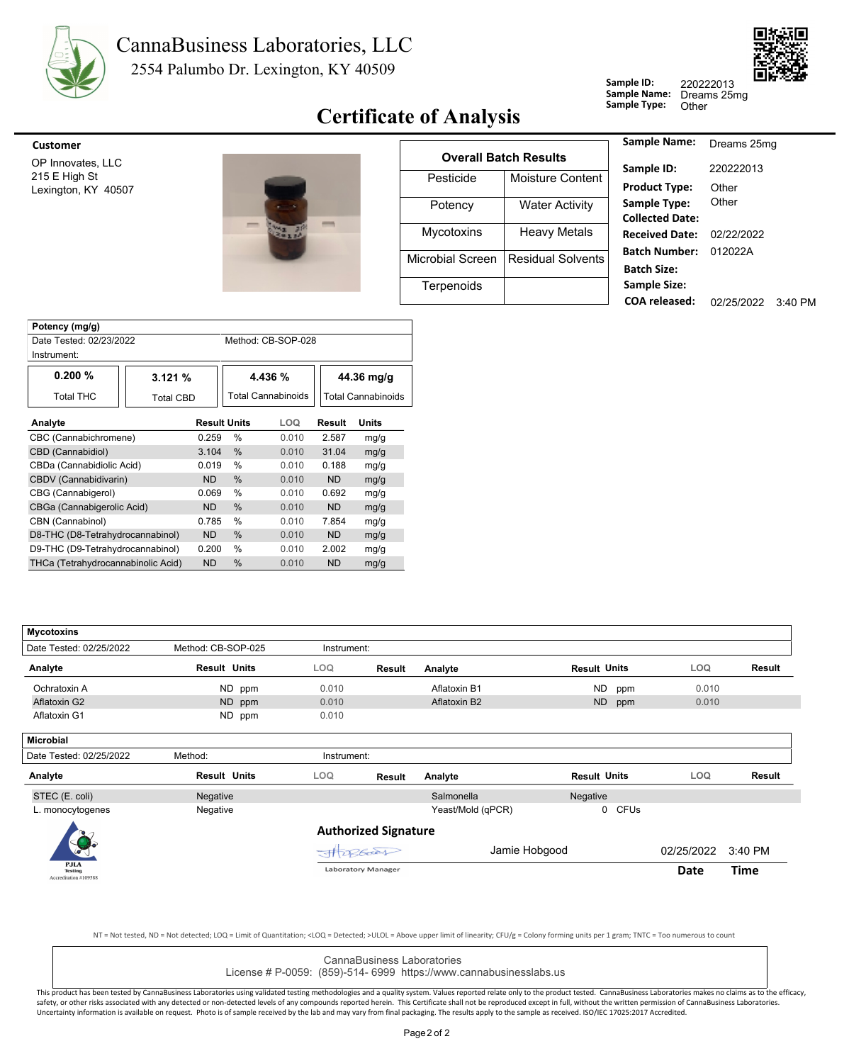# CannaBusiness Laboratories, LLC

2554 Palumbo Dr. Lexington, KY 40509

**Sample ID:** 220222013
**Sample Name:** Dreams 25mg
**Sample Type:** Other

## Certificate of Analysis

**Customer**

OP Innovates, LLC
215 E High St
Lexington, KY 40507

| Overall Batch Results | |
|---|---|
| Pesticide | Moisture Content |
| Potency | Water Activity |
| Mycotoxins | Heavy Metals |
| Microbial Screen | Residual Solvents |
| Terpenoids | |

| | |
|---|---|
| **Sample Name:** | Dreams 25mg |
| **Sample ID:** | 220222013 |
| **Product Type:** | Other |
| **Sample Type:** | Other |
| **Collected Date:** | |
| **Received Date:** | 02/22/2022 |
| **Batch Number:** | 012022A |
| **Batch Size:** | |
| **Sample Size:** | |
| **COA released:** | 02/25/2022 3:40 PM |

### Potency (mg/g)

Date Tested: 02/23/2022 — Method: CB-SOP-028
Instrument:

| 0.200 % | 3.121 % | 4.436 % | 44.36 mg/g |
|---|---|---|---|
| Total THC | Total CBD | Total Cannabinoids | Total Cannabinoids |

| Analyte | Result | Units | LOQ | Result | Units |
|---|---|---|---|---|---|
| CBC (Cannabichromene) | 0.259 | % | 0.010 | 2.587 | mg/g |
| CBD (Cannabidiol) | 3.104 | % | 0.010 | 31.04 | mg/g |
| CBDa (Cannabidiolic Acid) | 0.019 | % | 0.010 | 0.188 | mg/g |
| CBDV (Cannabidivarin) | ND | % | 0.010 | ND | mg/g |
| CBG (Cannabigerol) | 0.069 | % | 0.010 | 0.692 | mg/g |
| CBGa (Cannabigerolic Acid) | ND | % | 0.010 | ND | mg/g |
| CBN (Cannabinol) | 0.785 | % | 0.010 | 7.854 | mg/g |
| D8-THC (D8-Tetrahydrocannabinol) | ND | % | 0.010 | ND | mg/g |
| D9-THC (D9-Tetrahydrocannabinol) | 0.200 | % | 0.010 | 2.002 | mg/g |
| THCa (Tetrahydrocannabinolic Acid) | ND | % | 0.010 | ND | mg/g |

### Mycotoxins

Date Tested: 02/25/2022 — Method: CB-SOP-025 — Instrument:

| Analyte | Result | Units | LOQ | Result | Analyte | Result | Units | LOQ | Result |
|---|---|---|---|---|---|---|---|---|---|
| Ochratoxin A | ND | ppm | 0.010 | | Aflatoxin B1 | ND | ppm | 0.010 | |
| Aflatoxin G2 | ND | ppm | 0.010 | | Aflatoxin B2 | ND | ppm | 0.010 | |
| Aflatoxin G1 | ND | ppm | 0.010 | | | | | | |

### Microbial

Date Tested: 02/25/2022 — Method: — Instrument:

| Analyte | Result | Units | LOQ | Result | Analyte | Result | Units | LOQ | Result |
|---|---|---|---|---|---|---|---|---|---|
| STEC (E. coli) | Negative | | | | Salmonella | Negative | | | |
| L. monocytogenes | Negative | | | | Yeast/Mold (qPCR) | 0 | CFUs | | |

PJLA Testing Accreditation #109588

**Authorized Signature**

Jamie Hobgood — Laboratory Manager — **Date** 02/25/2022 — **Time** 3:40 PM

NT = Not tested, ND = Not detected; LOQ = Limit of Quantitation; <LOQ = Detected; >ULOL = Above upper limit of linearity; CFU/g = Colony forming units per 1 gram; TNTC = Too numerous to count

CannaBusiness Laboratories
License # P-0059: (859)-514- 6999 https://www.cannabusinesslabs.us

This product has been tested by CannaBusiness Laboratories using validated testing methodologies and a quality system. Values reported relate only to the product tested. CannaBusiness Laboratories makes no claims as to the efficacy, safety, or other risks associated with any detected or non-detected levels of any compounds reported herein. This Certificate shall not be reproduced except in full, without the written permission of CannaBusiness Laboratories. Uncertainty information is available on request. Photo is of sample received by the lab and may vary from final packaging. The results apply to the sample as received. ISO/IEC 17025:2017 Accredited.